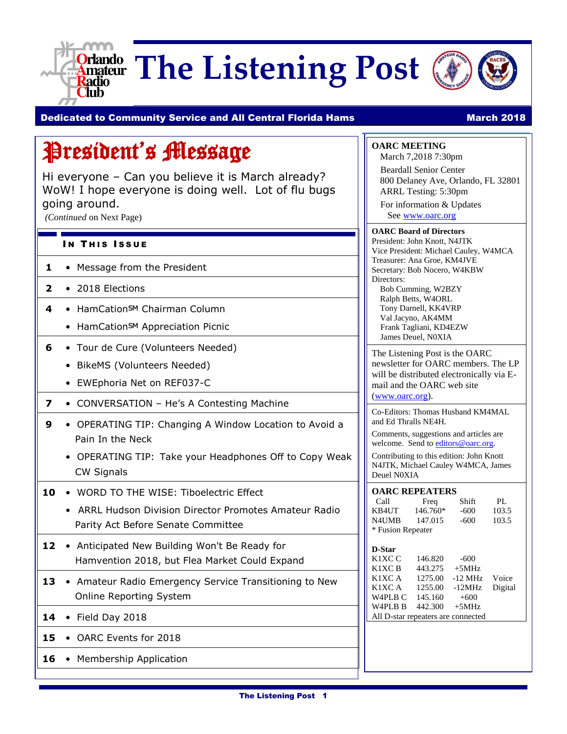# The Listening Post

**Dedicated to Community Service and All Central Florida Hams** — **March 2018**

## President's Message

Hi everyone – Can you believe it is March already? WoW! I hope everyone is doing well. Lot of flu bugs going around.

*(Continued* on Next Page)

### In This Issue

| Page | Article |
|---|---|
| 1 | • Message from the President |
| 2 | • 2018 Elections |
| 4 | • HamCation℠ Chairman Column<br>• HamCation℠ Appreciation Picnic |
| 6 | • Tour de Cure (Volunteers Needed)<br>• BikeMS (Volunteers Needed)<br>• EWEphoria Net on REF037-C |
| 7 | • CONVERSATION – He's A Contesting Machine |
| 9 | • OPERATING TIP: Changing A Window Location to Avoid a Pain In the Neck<br>• OPERATING TIP: Take your Headphones Off to Copy Weak CW Signals |
| 10 | • WORD TO THE WISE: Tiboelectric Effect<br>• ARRL Hudson Division Director Promotes Amateur Radio Parity Act Before Senate Committee |
| 12 | • Anticipated New Building Won't Be Ready for Hamvention 2018, but Flea Market Could Expand |
| 13 | • Amateur Radio Emergency Service Transitioning to New Online Reporting System |
| 14 | • Field Day 2018 |
| 15 | • OARC Events for 2018 |
| 16 | • Membership Application |

**OARC MEETING**

March 7,2018 7:30pm

Beardall Senior Center
800 Delaney Ave, Orlando, FL 32801
ARRL Testing: 5:30pm

For information & Updates
See www.oarc.org

**OARC Board of Directors**

President: John Knott, N4JTK
Vice President: Michael Cauley, W4MCA
Treasurer: Ana Groe, KM4JVE
Secretary: Bob Nocero, W4KBW
Directors:
Bob Cumming, W2BZY
Ralph Betts, W4ORL
Tony Darnell, KK4VRP
Val Jacyno, AK4MM
Frank Tagliani, KD4EZW
James Deuel, N0XIA

The Listening Post is the OARC newsletter for OARC members. The LP will be distributed electronically via E-mail and the OARC web site (www.oarc.org).

Co-Editors: Thomas Husband KM4MAL and Ed Thralls NE4H.

Comments, suggestions and articles are welcome. Send to editors@oarc.org.

Contributing to this edition: John Knott N4JTK, Michael Cauley W4MCA, James Deuel N0XIA

**OARC REPEATERS**

| Call | Freq | Shift | PL |
|---|---|---|---|
| KB4UT | 146.760* | -600 | 103.5 |
| N4UMB | 147.015 | -600 | 103.5 |

\* Fusion Repeater

**D-Star**

| Call | Freq | Shift | |
|---|---|---|---|
| K1XC C | 146.820 | -600 | |
| K1XC B | 443.275 | +5MHz | |
| K1XC A | 1275.00 | -12 MHz | Voice |
| K1XC A | 1255.00 | -12MHz | Digital |
| W4PLB C | 145.160 | +600 | |
| W4PLB B | 442.300 | +5MHz | |

All D-star repeaters are connected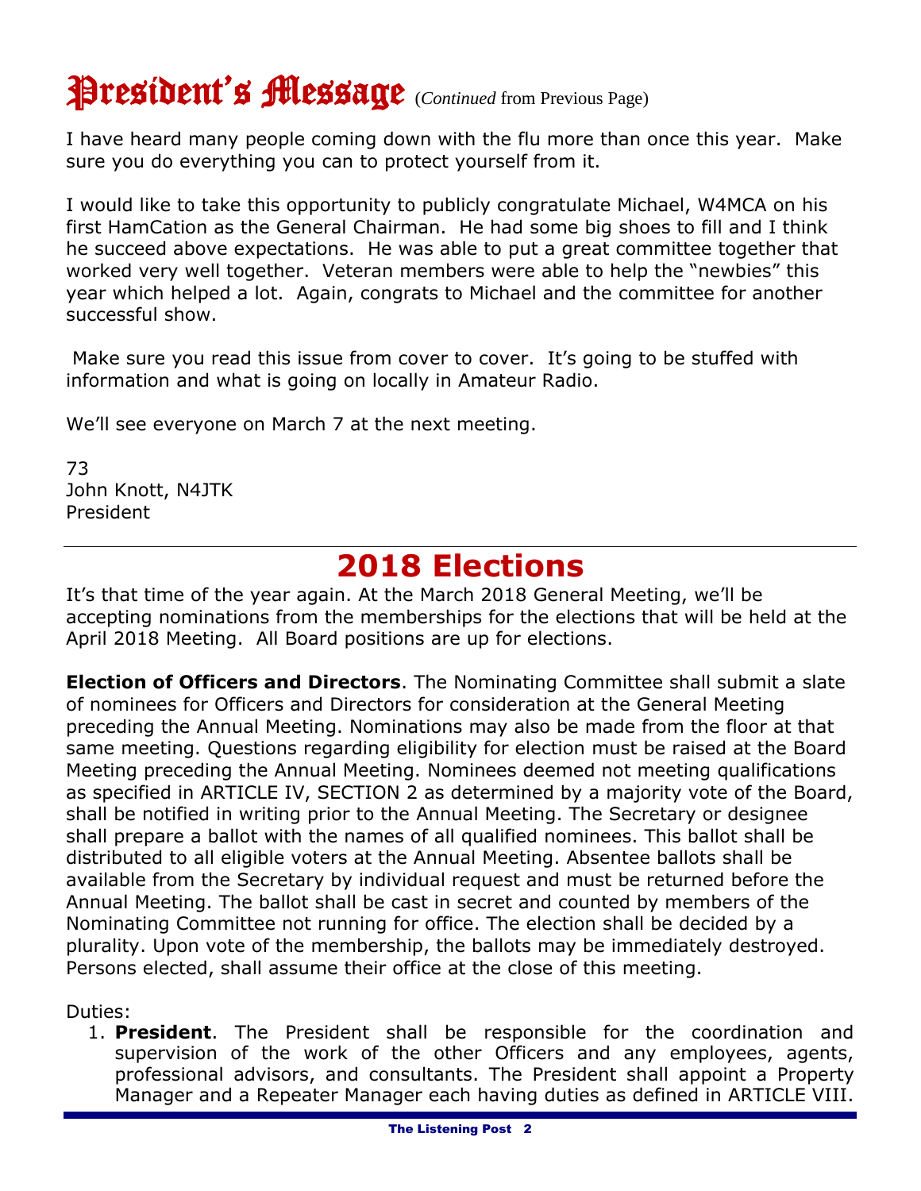# President's Message (*Continued* from Previous Page)

I have heard many people coming down with the flu more than once this year. Make sure you do everything you can to protect yourself from it.

I would like to take this opportunity to publicly congratulate Michael, W4MCA on his first HamCation as the General Chairman. He had some big shoes to fill and I think he succeed above expectations. He was able to put a great committee together that worked very well together. Veteran members were able to help the "newbies" this year which helped a lot. Again, congrats to Michael and the committee for another successful show.

Make sure you read this issue from cover to cover. It's going to be stuffed with information and what is going on locally in Amateur Radio.

We'll see everyone on March 7 at the next meeting.

73
John Knott, N4JTK
President

## 2018 Elections

It's that time of the year again. At the March 2018 General Meeting, we'll be accepting nominations from the memberships for the elections that will be held at the April 2018 Meeting. All Board positions are up for elections.

**Election of Officers and Directors**. The Nominating Committee shall submit a slate of nominees for Officers and Directors for consideration at the General Meeting preceding the Annual Meeting. Nominations may also be made from the floor at that same meeting. Questions regarding eligibility for election must be raised at the Board Meeting preceding the Annual Meeting. Nominees deemed not meeting qualifications as specified in ARTICLE IV, SECTION 2 as determined by a majority vote of the Board, shall be notified in writing prior to the Annual Meeting. The Secretary or designee shall prepare a ballot with the names of all qualified nominees. This ballot shall be distributed to all eligible voters at the Annual Meeting. Absentee ballots shall be available from the Secretary by individual request and must be returned before the Annual Meeting. The ballot shall be cast in secret and counted by members of the Nominating Committee not running for office. The election shall be decided by a plurality. Upon vote of the membership, the ballots may be immediately destroyed. Persons elected, shall assume their office at the close of this meeting.

Duties:

1. **President**. The President shall be responsible for the coordination and supervision of the work of the other Officers and any employees, agents, professional advisors, and consultants. The President shall appoint a Property Manager and a Repeater Manager each having duties as defined in ARTICLE VIII.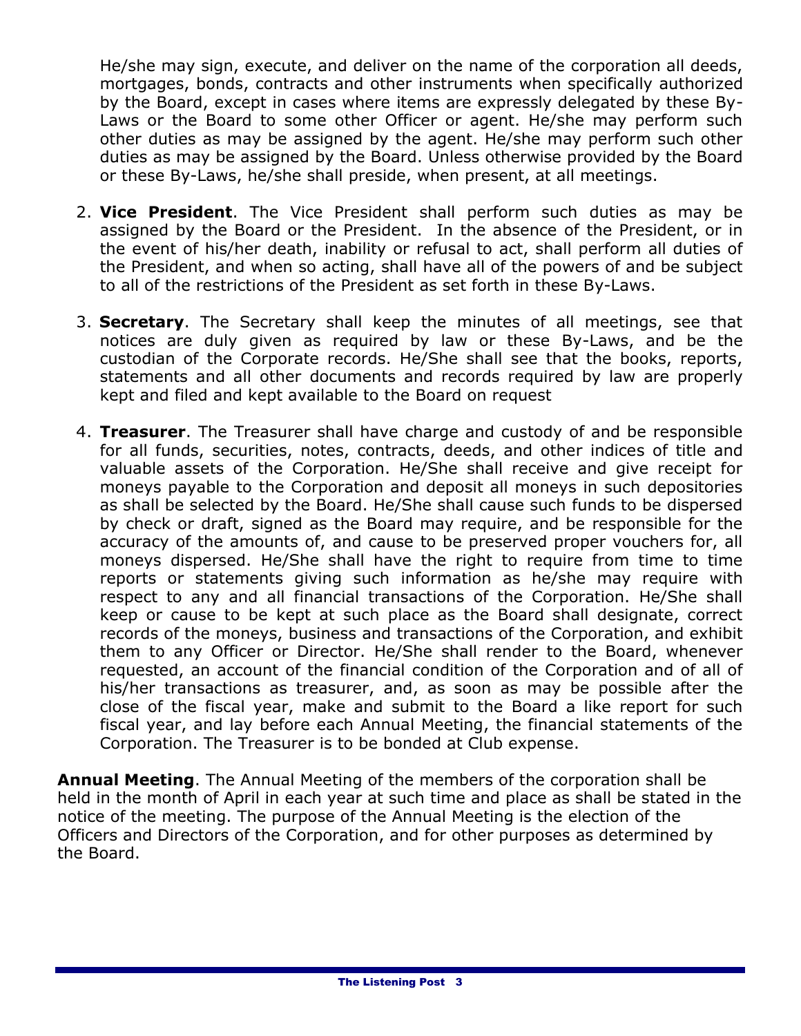He/she may sign, execute, and deliver on the name of the corporation all deeds, mortgages, bonds, contracts and other instruments when specifically authorized by the Board, except in cases where items are expressly delegated by these By-Laws or the Board to some other Officer or agent. He/she may perform such other duties as may be assigned by the agent. He/she may perform such other duties as may be assigned by the Board. Unless otherwise provided by the Board or these By-Laws, he/she shall preside, when present, at all meetings.

2. **Vice President**. The Vice President shall perform such duties as may be assigned by the Board or the President. In the absence of the President, or in the event of his/her death, inability or refusal to act, shall perform all duties of the President, and when so acting, shall have all of the powers of and be subject to all of the restrictions of the President as set forth in these By-Laws.

3. **Secretary**. The Secretary shall keep the minutes of all meetings, see that notices are duly given as required by law or these By-Laws, and be the custodian of the Corporate records. He/She shall see that the books, reports, statements and all other documents and records required by law are properly kept and filed and kept available to the Board on request

4. **Treasurer**. The Treasurer shall have charge and custody of and be responsible for all funds, securities, notes, contracts, deeds, and other indices of title and valuable assets of the Corporation. He/She shall receive and give receipt for moneys payable to the Corporation and deposit all moneys in such depositories as shall be selected by the Board. He/She shall cause such funds to be dispersed by check or draft, signed as the Board may require, and be responsible for the accuracy of the amounts of, and cause to be preserved proper vouchers for, all moneys dispersed. He/She shall have the right to require from time to time reports or statements giving such information as he/she may require with respect to any and all financial transactions of the Corporation. He/She shall keep or cause to be kept at such place as the Board shall designate, correct records of the moneys, business and transactions of the Corporation, and exhibit them to any Officer or Director. He/She shall render to the Board, whenever requested, an account of the financial condition of the Corporation and of all of his/her transactions as treasurer, and, as soon as may be possible after the close of the fiscal year, make and submit to the Board a like report for such fiscal year, and lay before each Annual Meeting, the financial statements of the Corporation. The Treasurer is to be bonded at Club expense.

**Annual Meeting**. The Annual Meeting of the members of the corporation shall be held in the month of April in each year at such time and place as shall be stated in the notice of the meeting. The purpose of the Annual Meeting is the election of the Officers and Directors of the Corporation, and for other purposes as determined by the Board.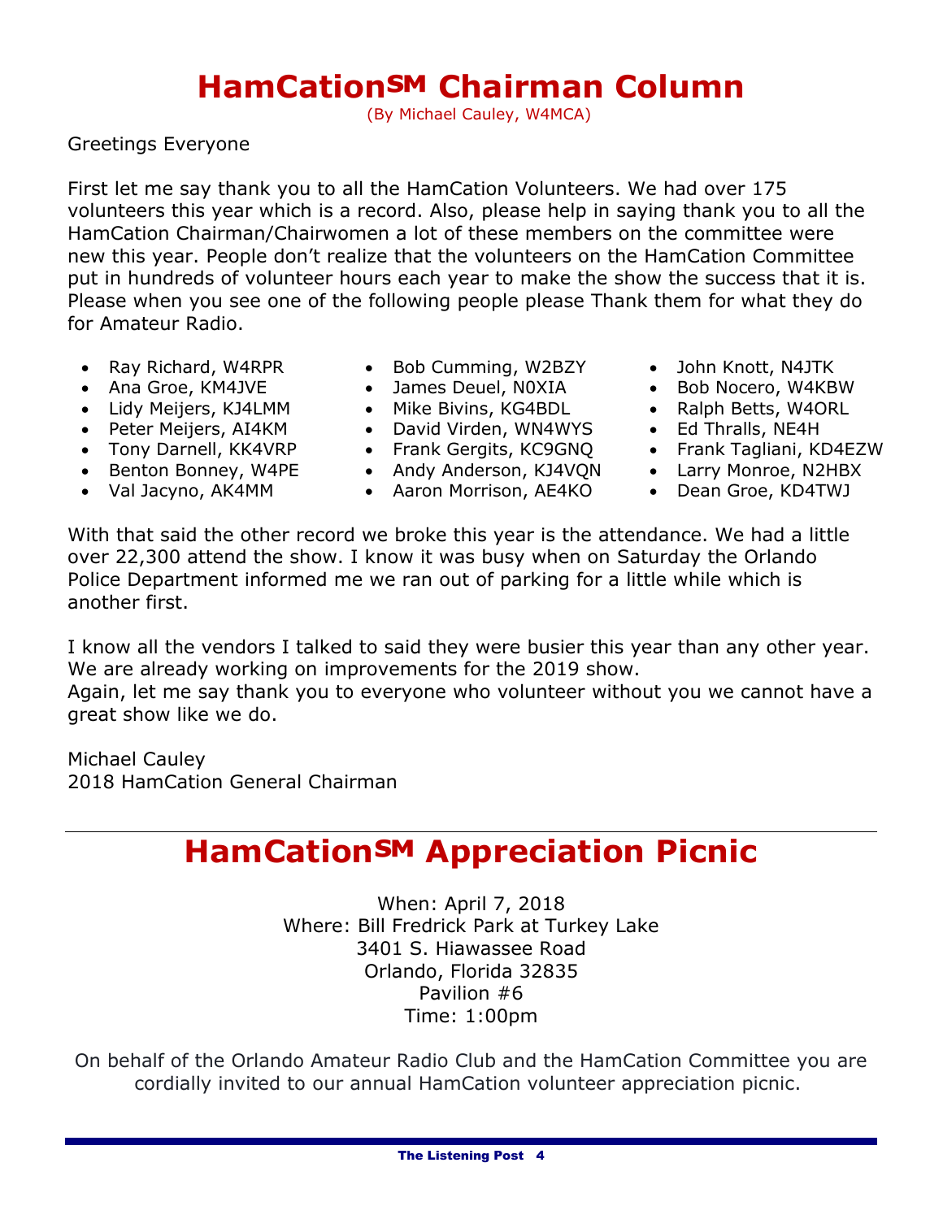# HamCation℠ Chairman Column

(By Michael Cauley, W4MCA)

Greetings Everyone

First let me say thank you to all the HamCation Volunteers. We had over 175 volunteers this year which is a record. Also, please help in saying thank you to all the HamCation Chairman/Chairwomen a lot of these members on the committee were new this year. People don't realize that the volunteers on the HamCation Committee put in hundreds of volunteer hours each year to make the show the success that it is. Please when you see one of the following people please Thank them for what they do for Amateur Radio.

- Ray Richard, W4RPR
- Ana Groe, KM4JVE
- Lidy Meijers, KJ4LMM
- Peter Meijers, AI4KM
- Tony Darnell, KK4VRP
- Benton Bonney, W4PE
- Val Jacyno, AK4MM
- Bob Cumming, W2BZY
- James Deuel, N0XIA
- Mike Bivins, KG4BDL
- David Virden, WN4WYS
- Frank Gergits, KC9GNQ
- Andy Anderson, KJ4VQN
- Aaron Morrison, AE4KO
- John Knott, N4JTK
- Bob Nocero, W4KBW
- Ralph Betts, W4ORL
- Ed Thralls, NE4H
- Frank Tagliani, KD4EZW
- Larry Monroe, N2HBX
- Dean Groe, KD4TWJ

With that said the other record we broke this year is the attendance. We had a little over 22,300 attend the show. I know it was busy when on Saturday the Orlando Police Department informed me we ran out of parking for a little while which is another first.

I know all the vendors I talked to said they were busier this year than any other year. We are already working on improvements for the 2019 show.
Again, let me say thank you to everyone who volunteer without you we cannot have a great show like we do.

Michael Cauley
2018 HamCation General Chairman

# HamCation℠ Appreciation Picnic

When: April 7, 2018
Where: Bill Fredrick Park at Turkey Lake
3401 S. Hiawassee Road
Orlando, Florida 32835
Pavilion #6
Time: 1:00pm

On behalf of the Orlando Amateur Radio Club and the HamCation Committee you are cordially invited to our annual HamCation volunteer appreciation picnic.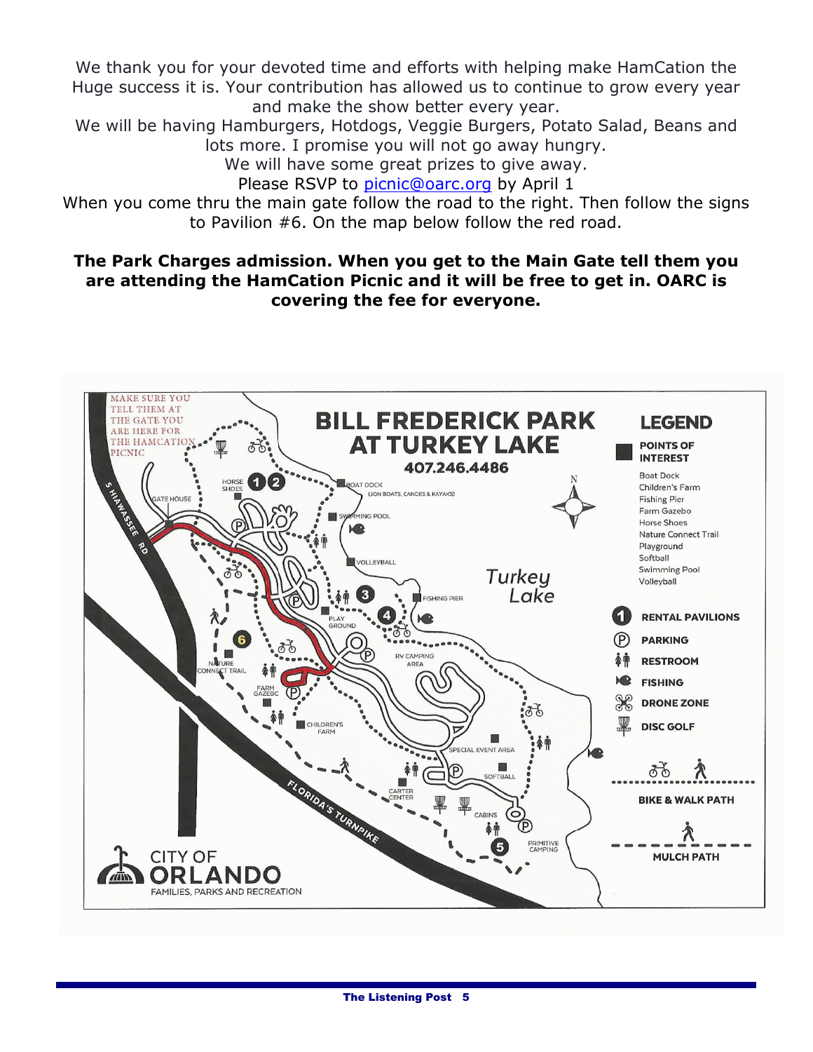We thank you for your devoted time and efforts with helping make HamCation the Huge success it is. Your contribution has allowed us to continue to grow every year and make the show better every year.

We will be having Hamburgers, Hotdogs, Veggie Burgers, Potato Salad, Beans and lots more. I promise you will not go away hungry.

We will have some great prizes to give away.

Please RSVP to picnic@oarc.org by April 1

When you come thru the main gate follow the road to the right. Then follow the signs to Pavilion #6. On the map below follow the red road.

**The Park Charges admission. When you get to the Main Gate tell them you are attending the HamCation Picnic and it will be free to get in. OARC is covering the fee for everyone.**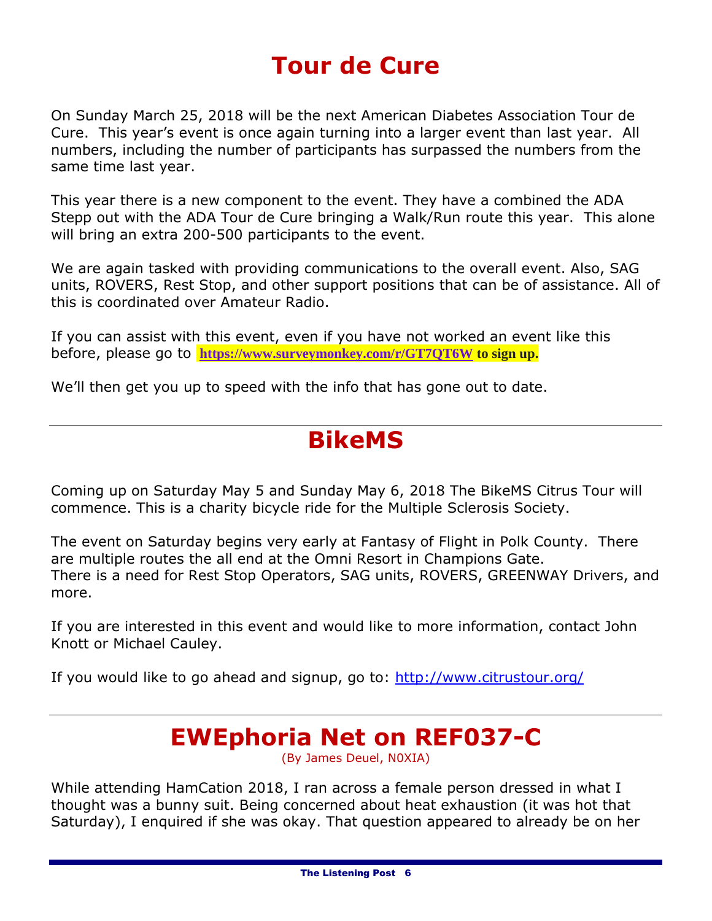# Tour de Cure

On Sunday March 25, 2018 will be the next American Diabetes Association Tour de Cure. This year's event is once again turning into a larger event than last year. All numbers, including the number of participants has surpassed the numbers from the same time last year.

This year there is a new component to the event. They have a combined the ADA Stepp out with the ADA Tour de Cure bringing a Walk/Run route this year. This alone will bring an extra 200-500 participants to the event.

We are again tasked with providing communications to the overall event. Also, SAG units, ROVERS, Rest Stop, and other support positions that can be of assistance. All of this is coordinated over Amateur Radio.

If you can assist with this event, even if you have not worked an event like this before, please go to **https://www.surveymonkey.com/r/GT7QT6W to sign up.**

We'll then get you up to speed with the info that has gone out to date.

---

# BikeMS

Coming up on Saturday May 5 and Sunday May 6, 2018 The BikeMS Citrus Tour will commence. This is a charity bicycle ride for the Multiple Sclerosis Society.

The event on Saturday begins very early at Fantasy of Flight in Polk County. There are multiple routes the all end at the Omni Resort in Champions Gate.
There is a need for Rest Stop Operators, SAG units, ROVERS, GREENWAY Drivers, and more.

If you are interested in this event and would like to more information, contact John Knott or Michael Cauley.

If you would like to go ahead and signup, go to: http://www.citrustour.org/

---

# EWEphoria Net on REF037-C

(By James Deuel, N0XIA)

While attending HamCation 2018, I ran across a female person dressed in what I thought was a bunny suit. Being concerned about heat exhaustion (it was hot that Saturday), I enquired if she was okay. That question appeared to already be on her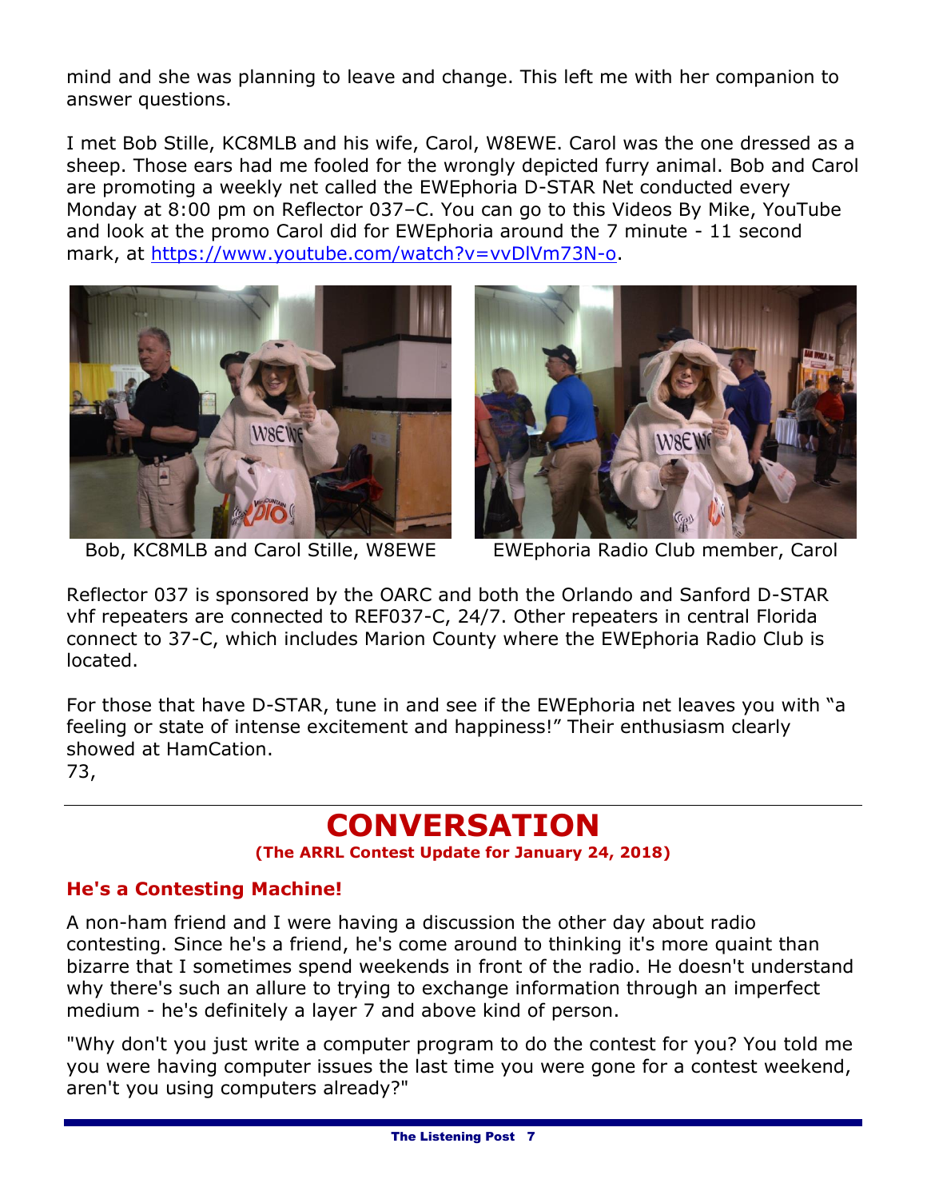mind and she was planning to leave and change. This left me with her companion to answer questions.

I met Bob Stille, KC8MLB and his wife, Carol, W8EWE. Carol was the one dressed as a sheep. Those ears had me fooled for the wrongly depicted furry animal. Bob and Carol are promoting a weekly net called the EWEphoria D-STAR Net conducted every Monday at 8:00 pm on Reflector 037–C. You can go to this Videos By Mike, YouTube and look at the promo Carol did for EWEphoria around the 7 minute - 11 second mark, at https://www.youtube.com/watch?v=vvDlVm73N-o.

Bob, KC8MLB and Carol Stille, W8EWE

EWEphoria Radio Club member, Carol

Reflector 037 is sponsored by the OARC and both the Orlando and Sanford D-STAR vhf repeaters are connected to REF037-C, 24/7. Other repeaters in central Florida connect to 37-C, which includes Marion County where the EWEphoria Radio Club is located.

For those that have D-STAR, tune in and see if the EWEphoria net leaves you with "a feeling or state of intense excitement and happiness!" Their enthusiasm clearly showed at HamCation.
73,

# CONVERSATION

**(The ARRL Contest Update for January 24, 2018)**

### He's a Contesting Machine!

A non-ham friend and I were having a discussion the other day about radio contesting. Since he's a friend, he's come around to thinking it's more quaint than bizarre that I sometimes spend weekends in front of the radio. He doesn't understand why there's such an allure to trying to exchange information through an imperfect medium - he's definitely a layer 7 and above kind of person.

"Why don't you just write a computer program to do the contest for you? You told me you were having computer issues the last time you were gone for a contest weekend, aren't you using computers already?"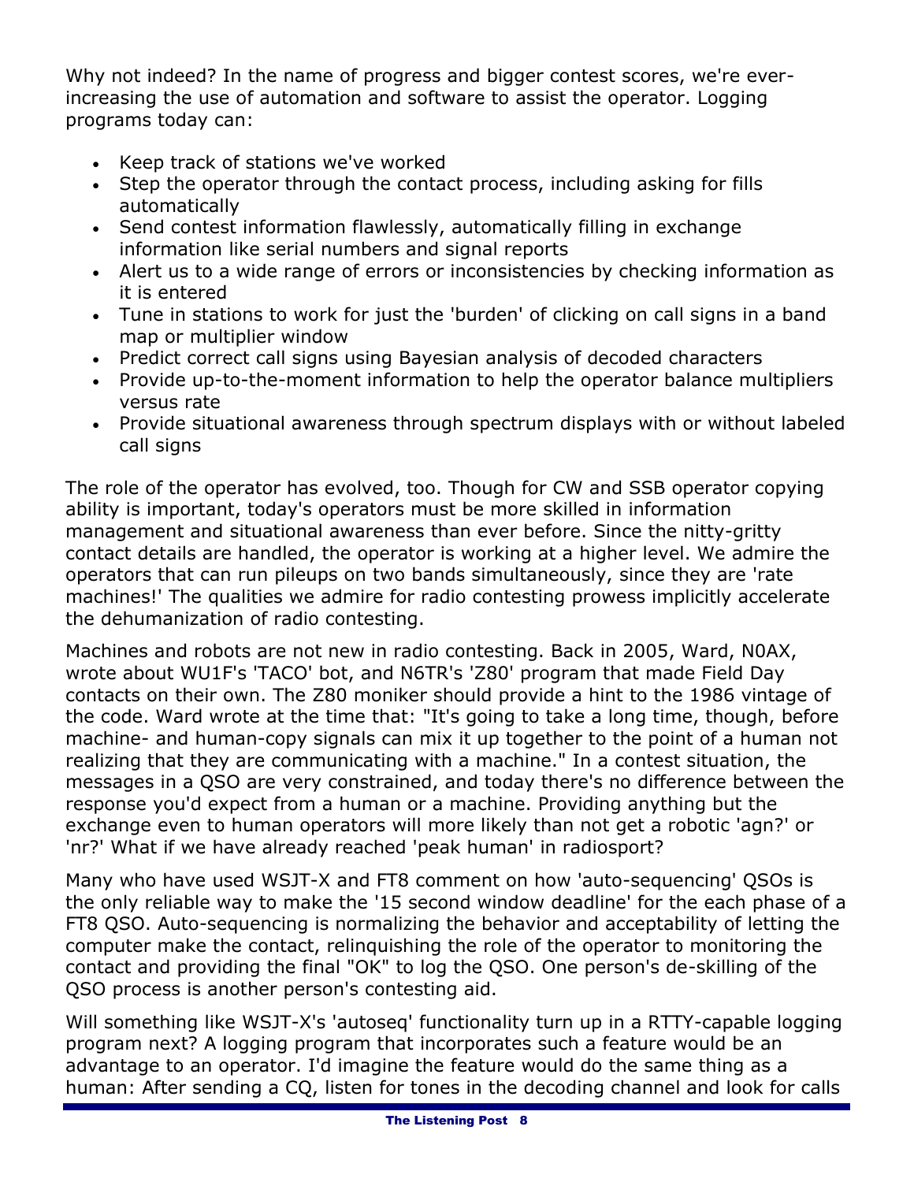Why not indeed? In the name of progress and bigger contest scores, we're ever-increasing the use of automation and software to assist the operator. Logging programs today can:

- Keep track of stations we've worked
- Step the operator through the contact process, including asking for fills automatically
- Send contest information flawlessly, automatically filling in exchange information like serial numbers and signal reports
- Alert us to a wide range of errors or inconsistencies by checking information as it is entered
- Tune in stations to work for just the 'burden' of clicking on call signs in a band map or multiplier window
- Predict correct call signs using Bayesian analysis of decoded characters
- Provide up-to-the-moment information to help the operator balance multipliers versus rate
- Provide situational awareness through spectrum displays with or without labeled call signs

The role of the operator has evolved, too. Though for CW and SSB operator copying ability is important, today's operators must be more skilled in information management and situational awareness than ever before. Since the nitty-gritty contact details are handled, the operator is working at a higher level. We admire the operators that can run pileups on two bands simultaneously, since they are 'rate machines!' The qualities we admire for radio contesting prowess implicitly accelerate the dehumanization of radio contesting.

Machines and robots are not new in radio contesting. Back in 2005, Ward, N0AX, wrote about WU1F's 'TACO' bot, and N6TR's 'Z80' program that made Field Day contacts on their own. The Z80 moniker should provide a hint to the 1986 vintage of the code. Ward wrote at the time that: "It's going to take a long time, though, before machine- and human-copy signals can mix it up together to the point of a human not realizing that they are communicating with a machine." In a contest situation, the messages in a QSO are very constrained, and today there's no difference between the response you'd expect from a human or a machine. Providing anything but the exchange even to human operators will more likely than not get a robotic 'agn?' or 'nr?' What if we have already reached 'peak human' in radiosport?

Many who have used WSJT-X and FT8 comment on how 'auto-sequencing' QSOs is the only reliable way to make the '15 second window deadline' for the each phase of a FT8 QSO. Auto-sequencing is normalizing the behavior and acceptability of letting the computer make the contact, relinquishing the role of the operator to monitoring the contact and providing the final "OK" to log the QSO. One person's de-skilling of the QSO process is another person's contesting aid.

Will something like WSJT-X's 'autoseq' functionality turn up in a RTTY-capable logging program next? A logging program that incorporates such a feature would be an advantage to an operator. I'd imagine the feature would do the same thing as a human: After sending a CQ, listen for tones in the decoding channel and look for calls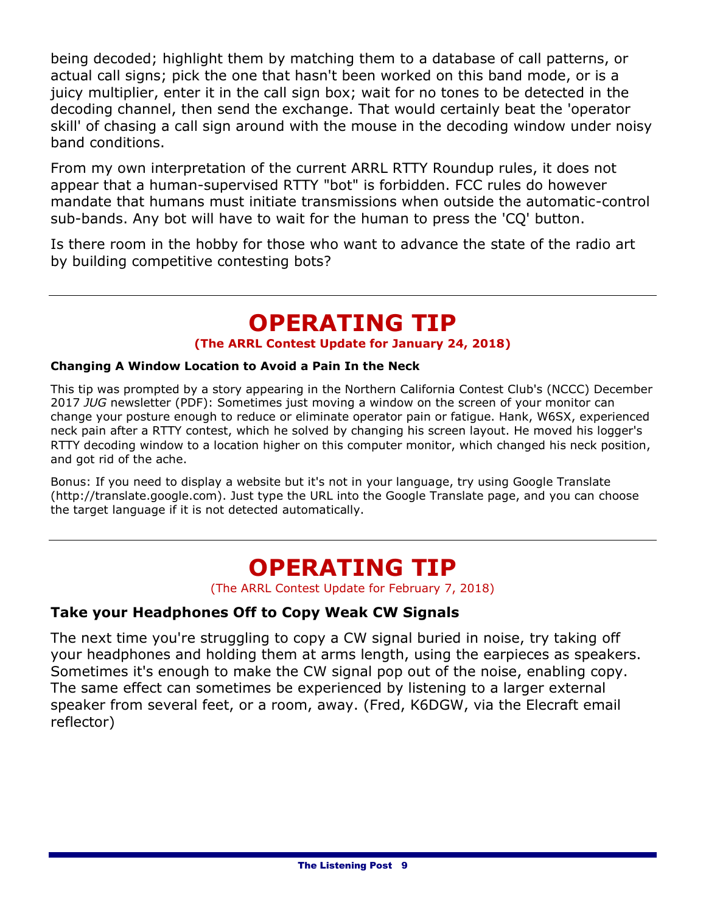being decoded; highlight them by matching them to a database of call patterns, or actual call signs; pick the one that hasn't been worked on this band mode, or is a juicy multiplier, enter it in the call sign box; wait for no tones to be detected in the decoding channel, then send the exchange. That would certainly beat the 'operator skill' of chasing a call sign around with the mouse in the decoding window under noisy band conditions.

From my own interpretation of the current ARRL RTTY Roundup rules, it does not appear that a human-supervised RTTY "bot" is forbidden. FCC rules do however mandate that humans must initiate transmissions when outside the automatic-control sub-bands. Any bot will have to wait for the human to press the 'CQ' button.

Is there room in the hobby for those who want to advance the state of the radio art by building competitive contesting bots?

---

# OPERATING TIP

**(The ARRL Contest Update for January 24, 2018)**

**Changing A Window Location to Avoid a Pain In the Neck**

This tip was prompted by a story appearing in the Northern California Contest Club's (NCCC) December 2017 *JUG* newsletter (PDF): Sometimes just moving a window on the screen of your monitor can change your posture enough to reduce or eliminate operator pain or fatigue. Hank, W6SX, experienced neck pain after a RTTY contest, which he solved by changing his screen layout. He moved his logger's RTTY decoding window to a location higher on this computer monitor, which changed his neck position, and got rid of the ache.

Bonus: If you need to display a website but it's not in your language, try using Google Translate (http://translate.google.com). Just type the URL into the Google Translate page, and you can choose the target language if it is not detected automatically.

---

# OPERATING TIP

(The ARRL Contest Update for February 7, 2018)

## Take your Headphones Off to Copy Weak CW Signals

The next time you're struggling to copy a CW signal buried in noise, try taking off your headphones and holding them at arms length, using the earpieces as speakers. Sometimes it's enough to make the CW signal pop out of the noise, enabling copy. The same effect can sometimes be experienced by listening to a larger external speaker from several feet, or a room, away. (Fred, K6DGW, via the Elecraft email reflector)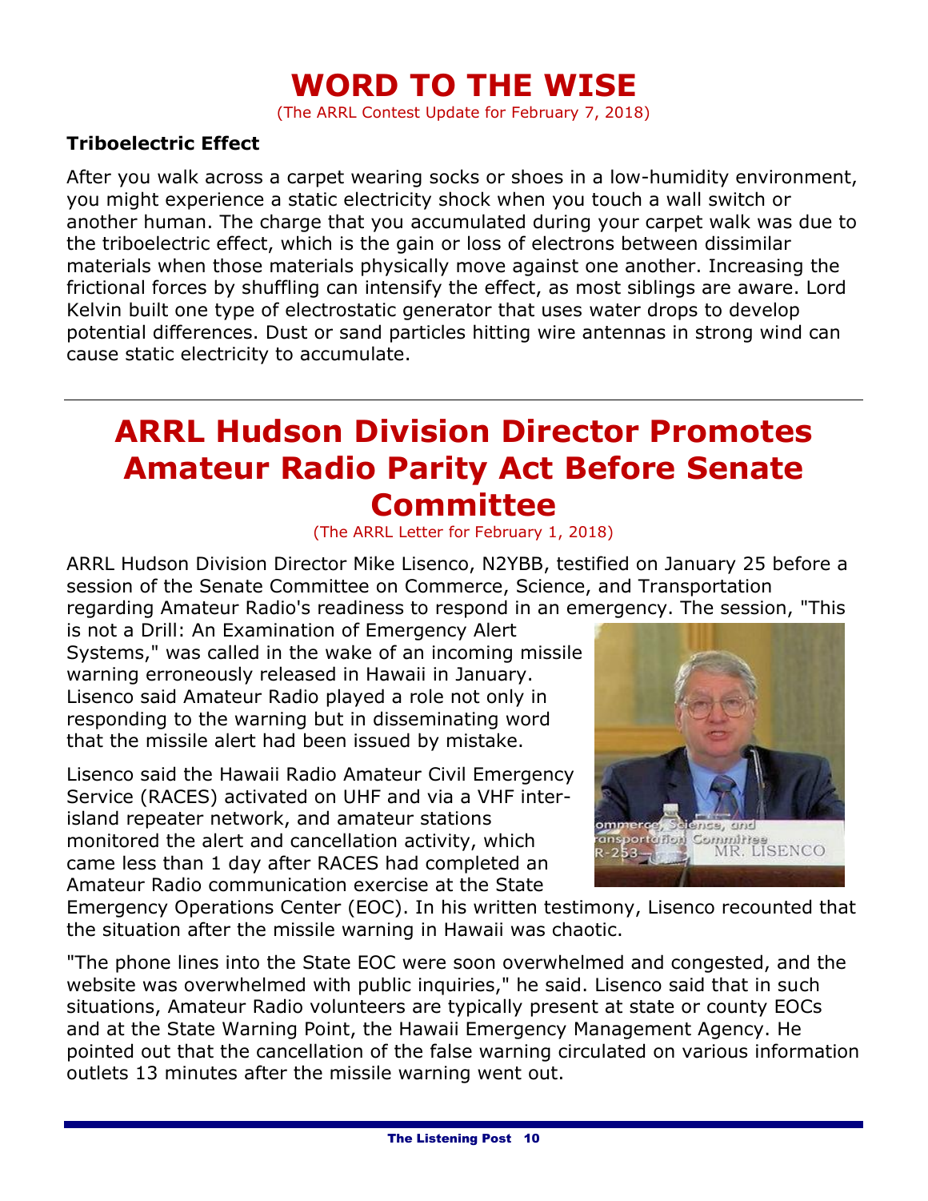# WORD TO THE WISE

(The ARRL Contest Update for February 7, 2018)

**Triboelectric Effect**

After you walk across a carpet wearing socks or shoes in a low-humidity environment, you might experience a static electricity shock when you touch a wall switch or another human. The charge that you accumulated during your carpet walk was due to the triboelectric effect, which is the gain or loss of electrons between dissimilar materials when those materials physically move against one another. Increasing the frictional forces by shuffling can intensify the effect, as most siblings are aware. Lord Kelvin built one type of electrostatic generator that uses water drops to develop potential differences. Dust or sand particles hitting wire antennas in strong wind can cause static electricity to accumulate.

---

# ARRL Hudson Division Director Promotes Amateur Radio Parity Act Before Senate Committee

(The ARRL Letter for February 1, 2018)

ARRL Hudson Division Director Mike Lisenco, N2YBB, testified on January 25 before a session of the Senate Committee on Commerce, Science, and Transportation regarding Amateur Radio's readiness to respond in an emergency. The session, "This is not a Drill: An Examination of Emergency Alert Systems," was called in the wake of an incoming missile warning erroneously released in Hawaii in January. Lisenco said Amateur Radio played a role not only in responding to the warning but in disseminating word that the missile alert had been issued by mistake.

Lisenco said the Hawaii Radio Amateur Civil Emergency Service (RACES) activated on UHF and via a VHF inter-island repeater network, and amateur stations monitored the alert and cancellation activity, which came less than 1 day after RACES had completed an Amateur Radio communication exercise at the State Emergency Operations Center (EOC). In his written testimony, Lisenco recounted that the situation after the missile warning in Hawaii was chaotic.

"The phone lines into the State EOC were soon overwhelmed and congested, and the website was overwhelmed with public inquiries," he said. Lisenco said that in such situations, Amateur Radio volunteers are typically present at state or county EOCs and at the State Warning Point, the Hawaii Emergency Management Agency. He pointed out that the cancellation of the false warning circulated on various information outlets 13 minutes after the missile warning went out.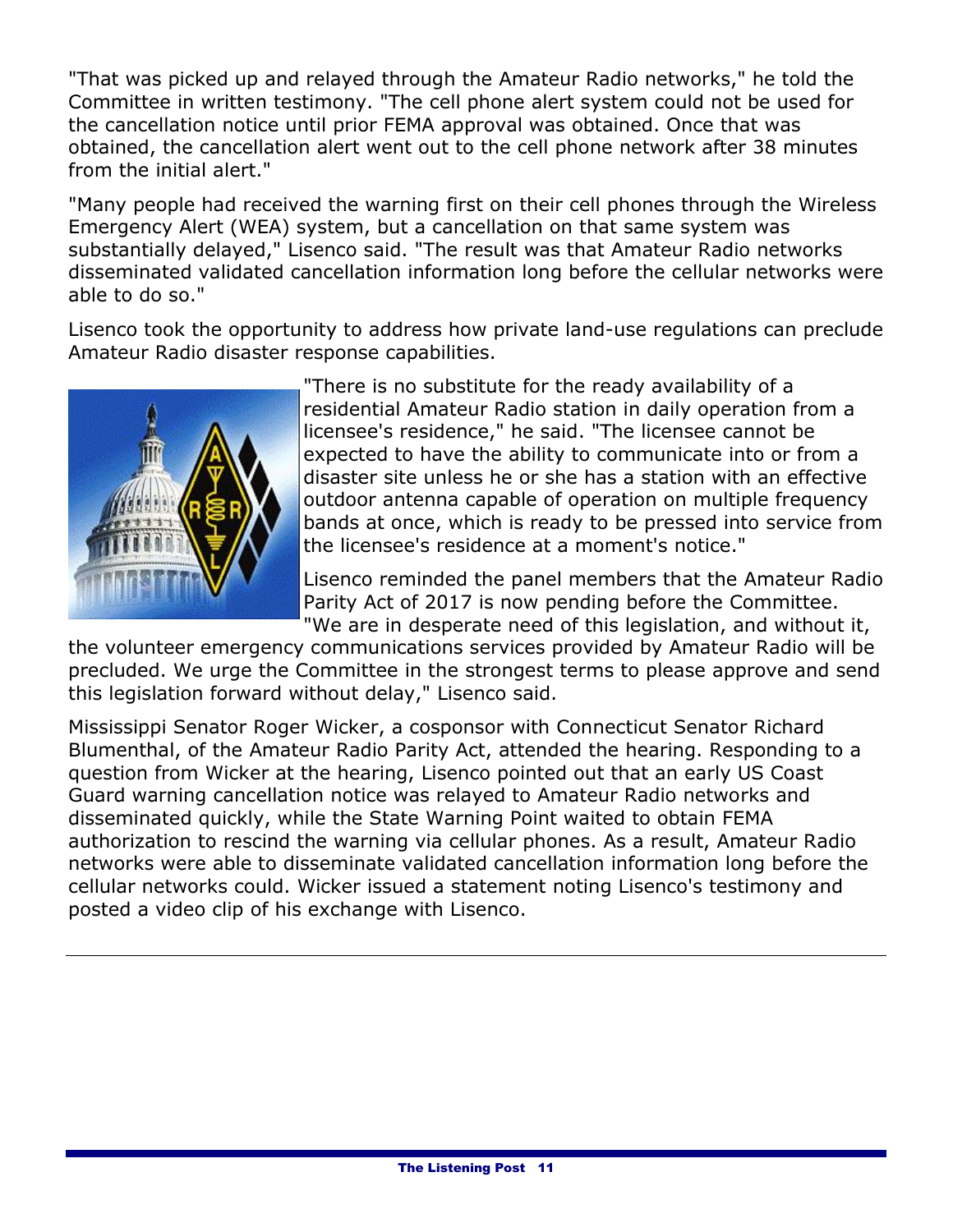"That was picked up and relayed through the Amateur Radio networks," he told the Committee in written testimony. "The cell phone alert system could not be used for the cancellation notice until prior FEMA approval was obtained. Once that was obtained, the cancellation alert went out to the cell phone network after 38 minutes from the initial alert."

"Many people had received the warning first on their cell phones through the Wireless Emergency Alert (WEA) system, but a cancellation on that same system was substantially delayed," Lisenco said. "The result was that Amateur Radio networks disseminated validated cancellation information long before the cellular networks were able to do so."

Lisenco took the opportunity to address how private land-use regulations can preclude Amateur Radio disaster response capabilities.

"There is no substitute for the ready availability of a residential Amateur Radio station in daily operation from a licensee's residence," he said. "The licensee cannot be expected to have the ability to communicate into or from a disaster site unless he or she has a station with an effective outdoor antenna capable of operation on multiple frequency bands at once, which is ready to be pressed into service from the licensee's residence at a moment's notice."

Lisenco reminded the panel members that the Amateur Radio Parity Act of 2017 is now pending before the Committee. "We are in desperate need of this legislation, and without it, the volunteer emergency communications services provided by Amateur Radio will be precluded. We urge the Committee in the strongest terms to please approve and send this legislation forward without delay," Lisenco said.

Mississippi Senator Roger Wicker, a cosponsor with Connecticut Senator Richard Blumenthal, of the Amateur Radio Parity Act, attended the hearing. Responding to a question from Wicker at the hearing, Lisenco pointed out that an early US Coast Guard warning cancellation notice was relayed to Amateur Radio networks and disseminated quickly, while the State Warning Point waited to obtain FEMA authorization to rescind the warning via cellular phones. As a result, Amateur Radio networks were able to disseminate validated cancellation information long before the cellular networks could. Wicker issued a statement noting Lisenco's testimony and posted a video clip of his exchange with Lisenco.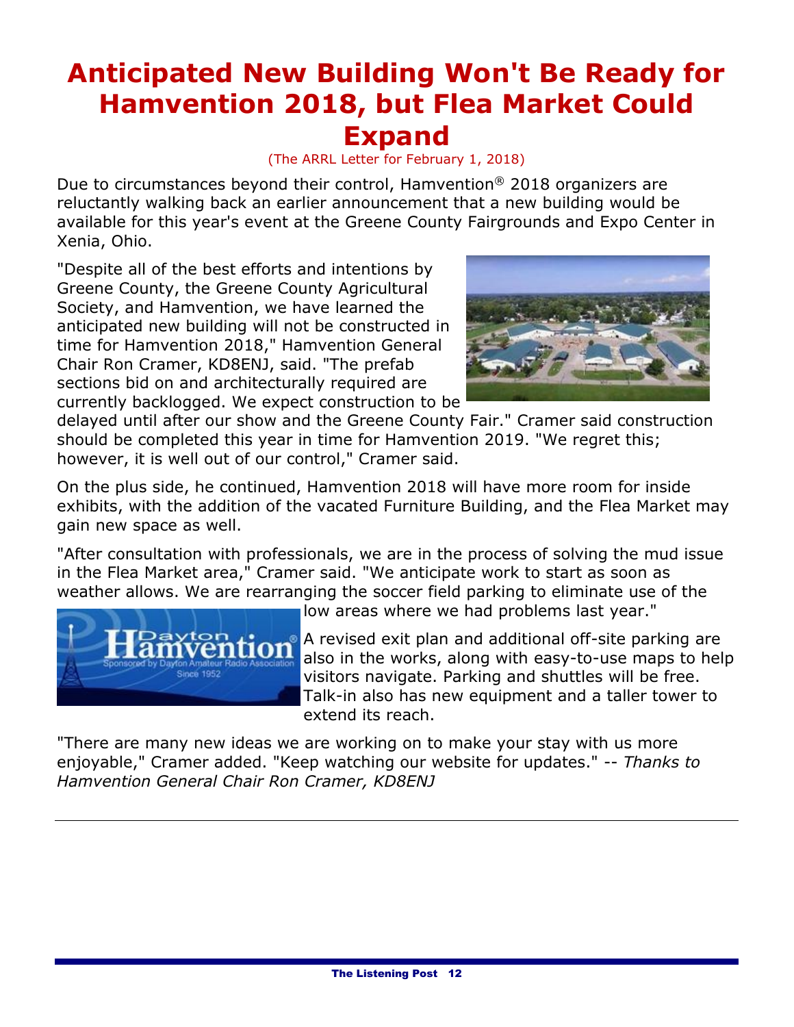# Anticipated New Building Won't Be Ready for Hamvention 2018, but Flea Market Could Expand

(The ARRL Letter for February 1, 2018)

Due to circumstances beyond their control, Hamvention® 2018 organizers are reluctantly walking back an earlier announcement that a new building would be available for this year's event at the Greene County Fairgrounds and Expo Center in Xenia, Ohio.

"Despite all of the best efforts and intentions by Greene County, the Greene County Agricultural Society, and Hamvention, we have learned the anticipated new building will not be constructed in time for Hamvention 2018," Hamvention General Chair Ron Cramer, KD8ENJ, said. "The prefab sections bid on and architecturally required are currently backlogged. We expect construction to be delayed until after our show and the Greene County Fair." Cramer said construction should be completed this year in time for Hamvention 2019. "We regret this; however, it is well out of our control," Cramer said.

On the plus side, he continued, Hamvention 2018 will have more room for inside exhibits, with the addition of the vacated Furniture Building, and the Flea Market may gain new space as well.

"After consultation with professionals, we are in the process of solving the mud issue in the Flea Market area," Cramer said. "We anticipate work to start as soon as weather allows. We are rearranging the soccer field parking to eliminate use of the low areas where we had problems last year."

A revised exit plan and additional off-site parking are also in the works, along with easy-to-use maps to help visitors navigate. Parking and shuttles will be free. Talk-in also has new equipment and a taller tower to extend its reach.

"There are many new ideas we are working on to make your stay with us more enjoyable," Cramer added. "Keep watching our website for updates." -- *Thanks to Hamvention General Chair Ron Cramer, KD8ENJ*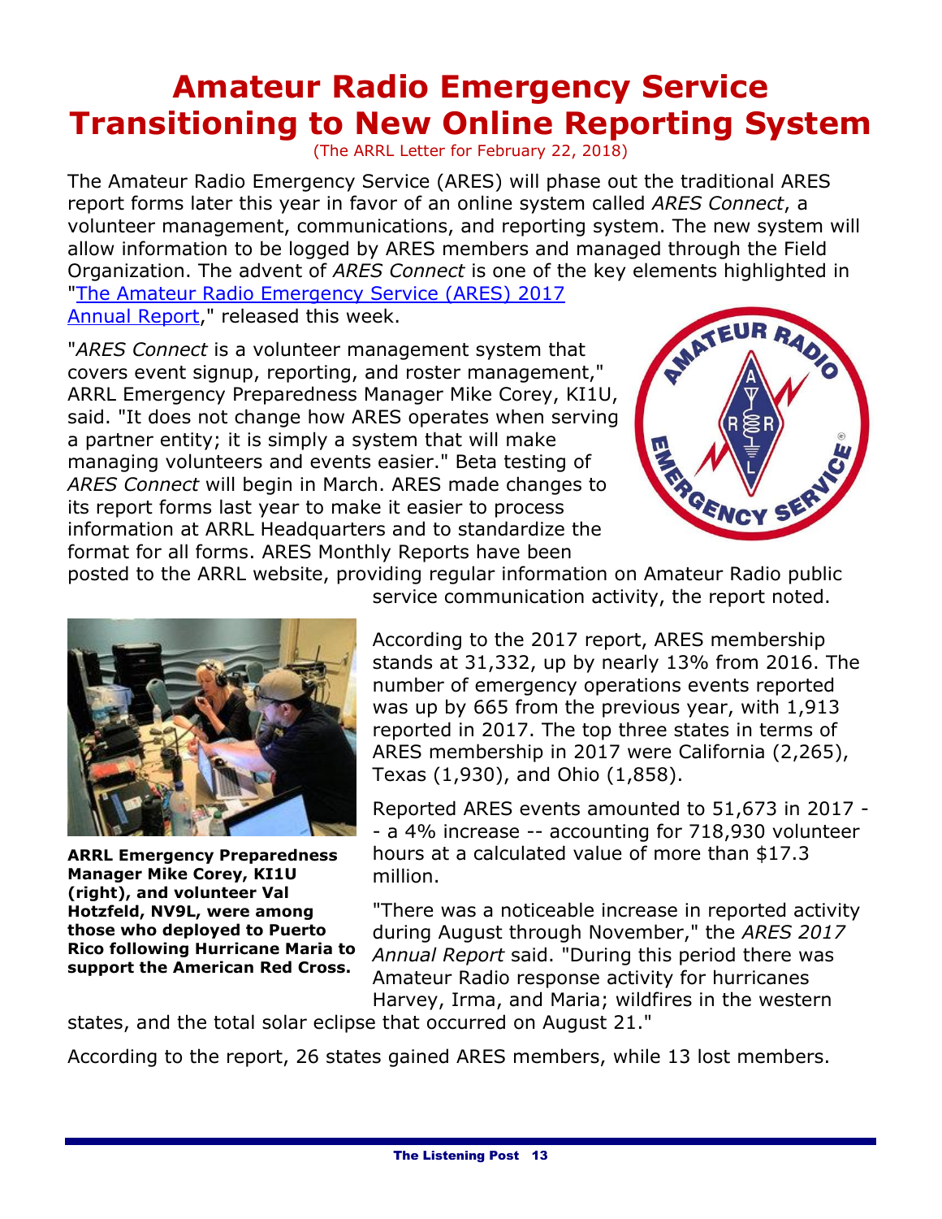# Amateur Radio Emergency Service Transitioning to New Online Reporting System

(The ARRL Letter for February 22, 2018)

The Amateur Radio Emergency Service (ARES) will phase out the traditional ARES report forms later this year in favor of an online system called *ARES Connect*, a volunteer management, communications, and reporting system. The new system will allow information to be logged by ARES members and managed through the Field Organization. The advent of *ARES Connect* is one of the key elements highlighted in "[The Amateur Radio Emergency Service (ARES) 2017 Annual Report](The Amateur Radio Emergency Service (ARES) 2017 Annual Report)," released this week.

"*ARES Connect* is a volunteer management system that covers event signup, reporting, and roster management," ARRL Emergency Preparedness Manager Mike Corey, KI1U, said. "It does not change how ARES operates when serving a partner entity; it is simply a system that will make managing volunteers and events easier." Beta testing of *ARES Connect* will begin in March. ARES made changes to its report forms last year to make it easier to process information at ARRL Headquarters and to standardize the format for all forms. ARES Monthly Reports have been posted to the ARRL website, providing regular information on Amateur Radio public service communication activity, the report noted.

**ARRL Emergency Preparedness Manager Mike Corey, KI1U (right), and volunteer Val Hotzfeld, NV9L, were among those who deployed to Puerto Rico following Hurricane Maria to support the American Red Cross.**

According to the 2017 report, ARES membership stands at 31,332, up by nearly 13% from 2016. The number of emergency operations events reported was up by 665 from the previous year, with 1,913 reported in 2017. The top three states in terms of ARES membership in 2017 were California (2,265), Texas (1,930), and Ohio (1,858).

Reported ARES events amounted to 51,673 in 2017 -- a 4% increase -- accounting for 718,930 volunteer hours at a calculated value of more than $17.3 million.

"There was a noticeable increase in reported activity during August through November," the *ARES 2017 Annual Report* said. "During this period there was Amateur Radio response activity for hurricanes Harvey, Irma, and Maria; wildfires in the western states, and the total solar eclipse that occurred on August 21."

According to the report, 26 states gained ARES members, while 13 lost members.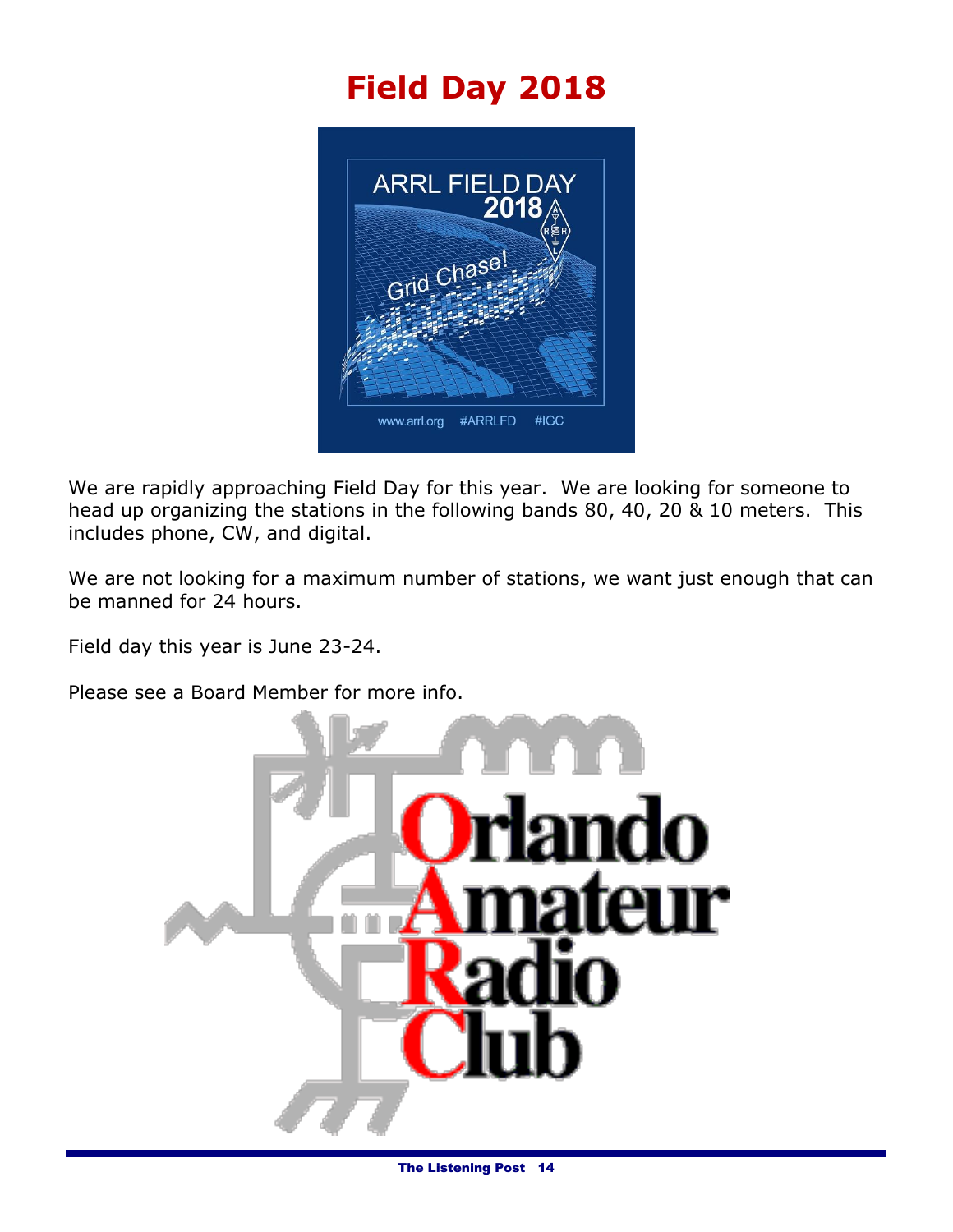# Field Day 2018

We are rapidly approaching Field Day for this year. We are looking for someone to head up organizing the stations in the following bands 80, 40, 20 & 10 meters. This includes phone, CW, and digital.

We are not looking for a maximum number of stations, we want just enough that can be manned for 24 hours.

Field day this year is June 23-24.

Please see a Board Member for more info.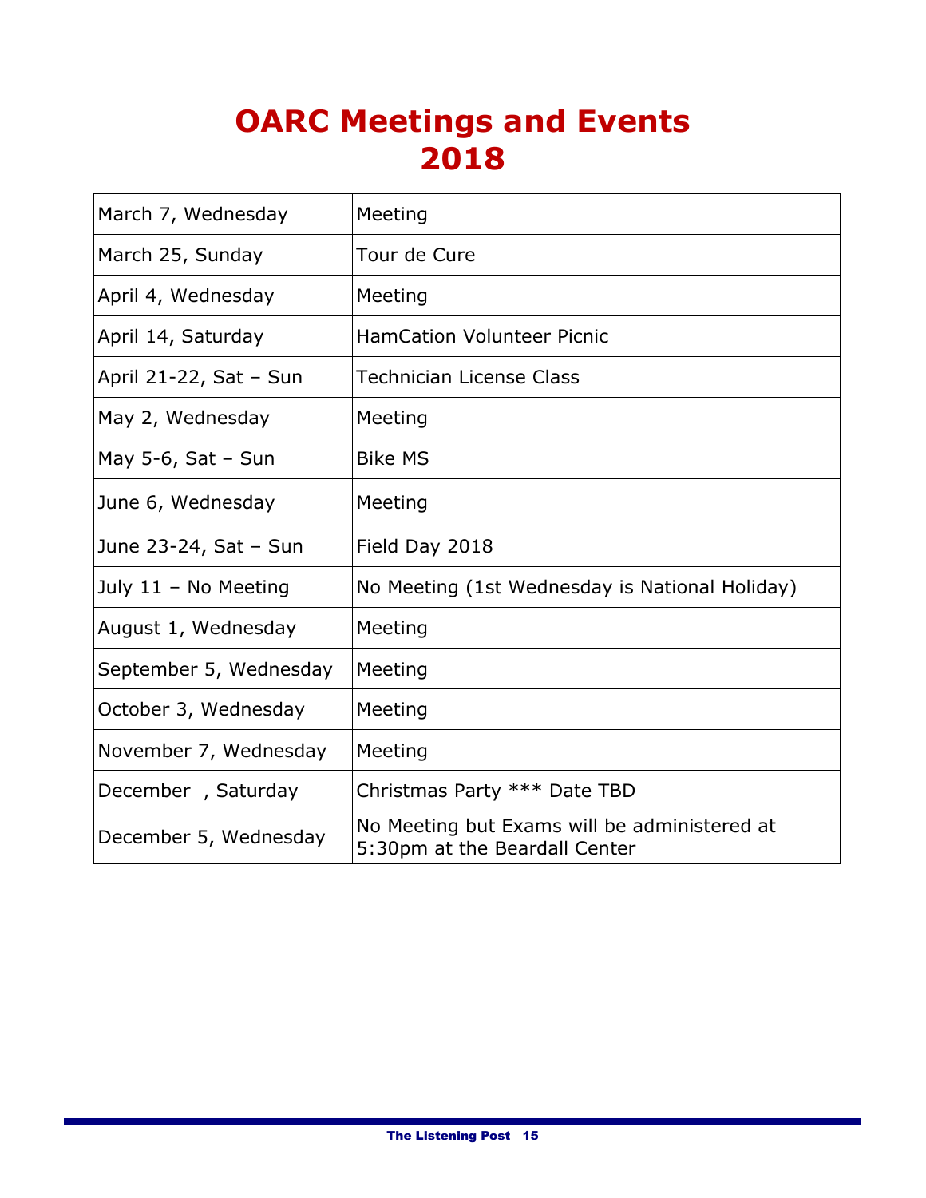# OARC Meetings and Events 2018

| | |
|---|---|
| March 7, Wednesday | Meeting |
| March 25, Sunday | Tour de Cure |
| April 4, Wednesday | Meeting |
| April 14, Saturday | HamCation Volunteer Picnic |
| April 21-22, Sat – Sun | Technician License Class |
| May 2, Wednesday | Meeting |
| May 5-6, Sat – Sun | Bike MS |
| June 6, Wednesday | Meeting |
| June 23-24, Sat – Sun | Field Day 2018 |
| July 11 – No Meeting | No Meeting (1st Wednesday is National Holiday) |
| August 1, Wednesday | Meeting |
| September 5, Wednesday | Meeting |
| October 3, Wednesday | Meeting |
| November 7, Wednesday | Meeting |
| December , Saturday | Christmas Party *** Date TBD |
| December 5, Wednesday | No Meeting but Exams will be administered at 5:30pm at the Beardall Center |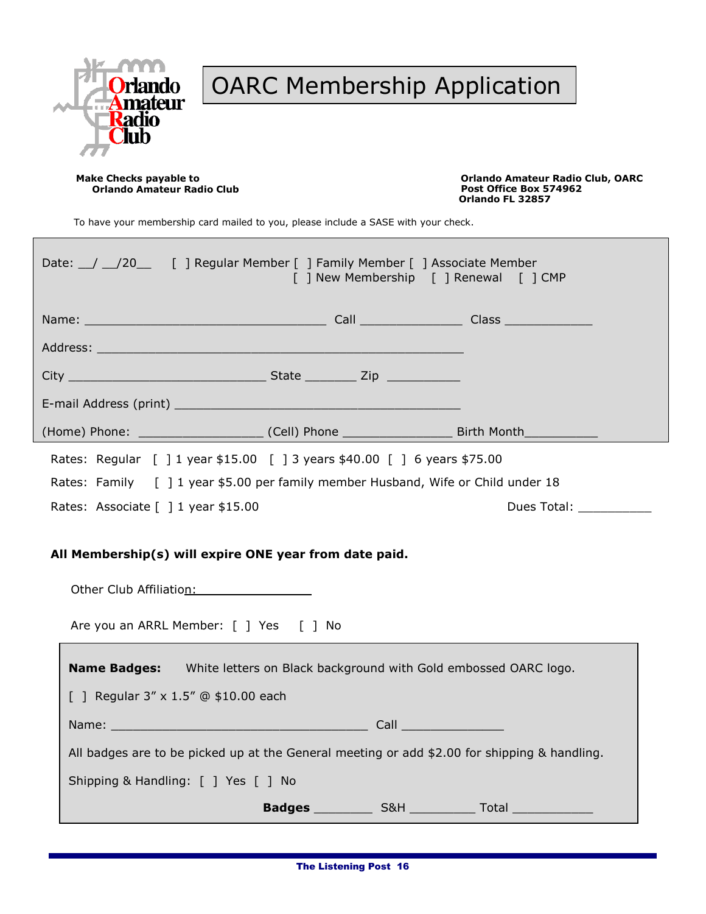# OARC Membership Application

**Make Checks payable to**
**Orlando Amateur Radio Club**

**Orlando Amateur Radio Club, OARC**
**Post Office Box 574962**
**Orlando FL 32857**

To have your membership card mailed to you, please include a SASE with your check.

Date: __/ __/20__   [ ] Regular Member [ ] Family Member [ ] Associate Member
[ ] New Membership   [ ] Renewal   [ ] CMP

Name: ________________________________ Call ______________ Class ____________

Address: _____________________________________________

City ___________________________ State _______ Zip __________

E-mail Address (print) _______________________________________

(Home) Phone: ________________ (Cell) Phone _______________ Birth Month__________

Rates: Regular [ ] 1 year $15.00 [ ] 3 years $40.00 [ ] 6 years $75.00

Rates: Family [ ] 1 year $5.00 per family member Husband, Wife or Child under 18

Rates: Associate [ ] 1 year $15.00   Dues Total: __________

**All Membership(s) will expire ONE year from date paid.**

Other Club Affiliation: _______________

Are you an ARRL Member: [ ] Yes [ ] No

**Name Badges:** White letters on Black background with Gold embossed OARC logo.

[ ] Regular 3" x 1.5" @ $10.00 each

Name: ___________________________________ Call ______________

All badges are to be picked up at the General meeting or add $2.00 for shipping & handling.

Shipping & Handling: [ ] Yes [ ] No

**Badges** ________ S&H _________ Total ___________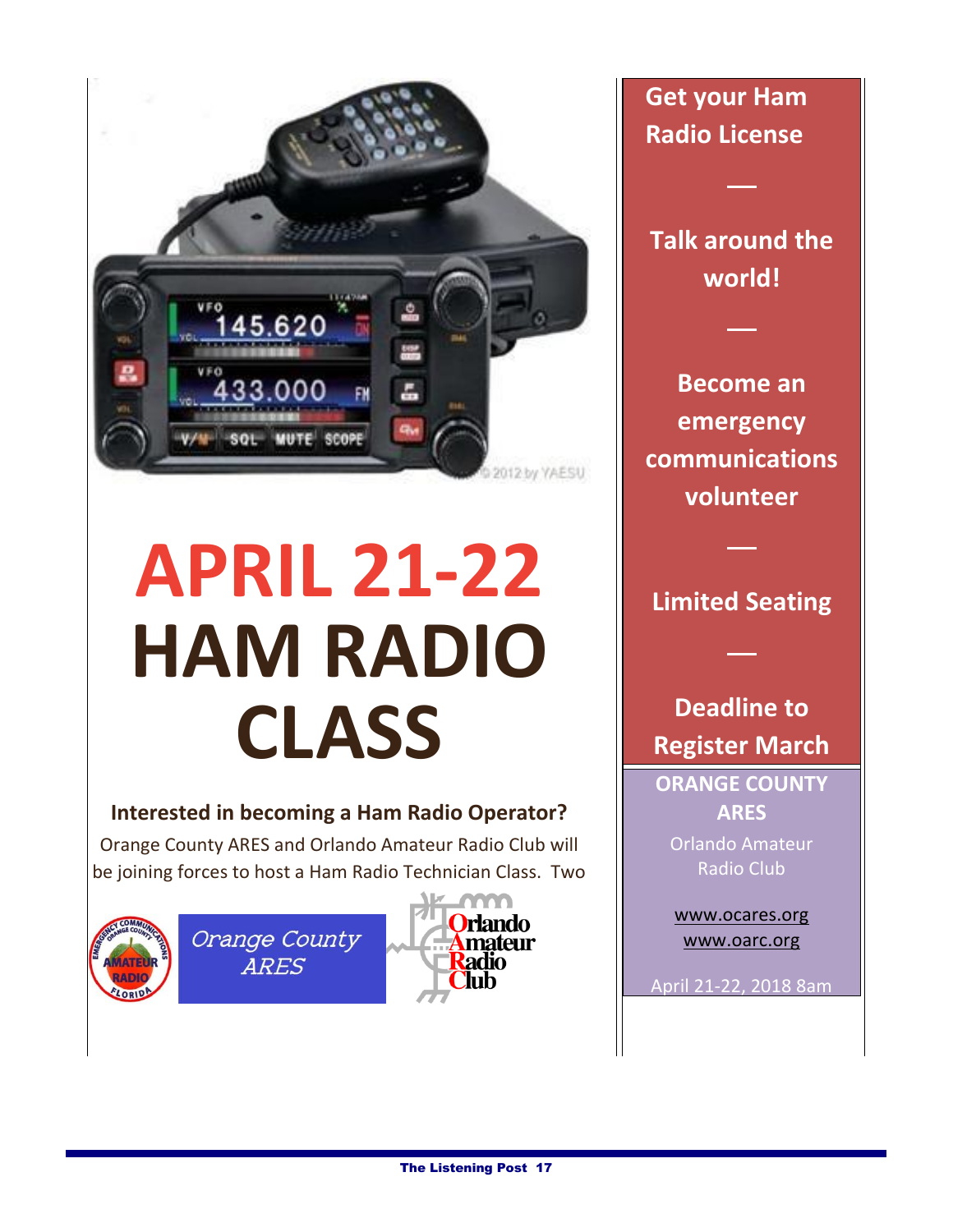# APRIL 21-22 HAM RADIO CLASS

**Interested in becoming a Ham Radio Operator?**

Orange County ARES and Orlando Amateur Radio Club will be joining forces to host a Ham Radio Technician Class. Two

Orange County ARES

Orlando Amateur Radio Club

**Get your Ham Radio License**

—

**Talk around the world!**

—

**Become an emergency communications volunteer**

—

**Limited Seating**

—

**Deadline to Register March**

**ORANGE COUNTY ARES**

Orlando Amateur Radio Club

www.ocares.org
www.oarc.org

April 21-22, 2018 8am